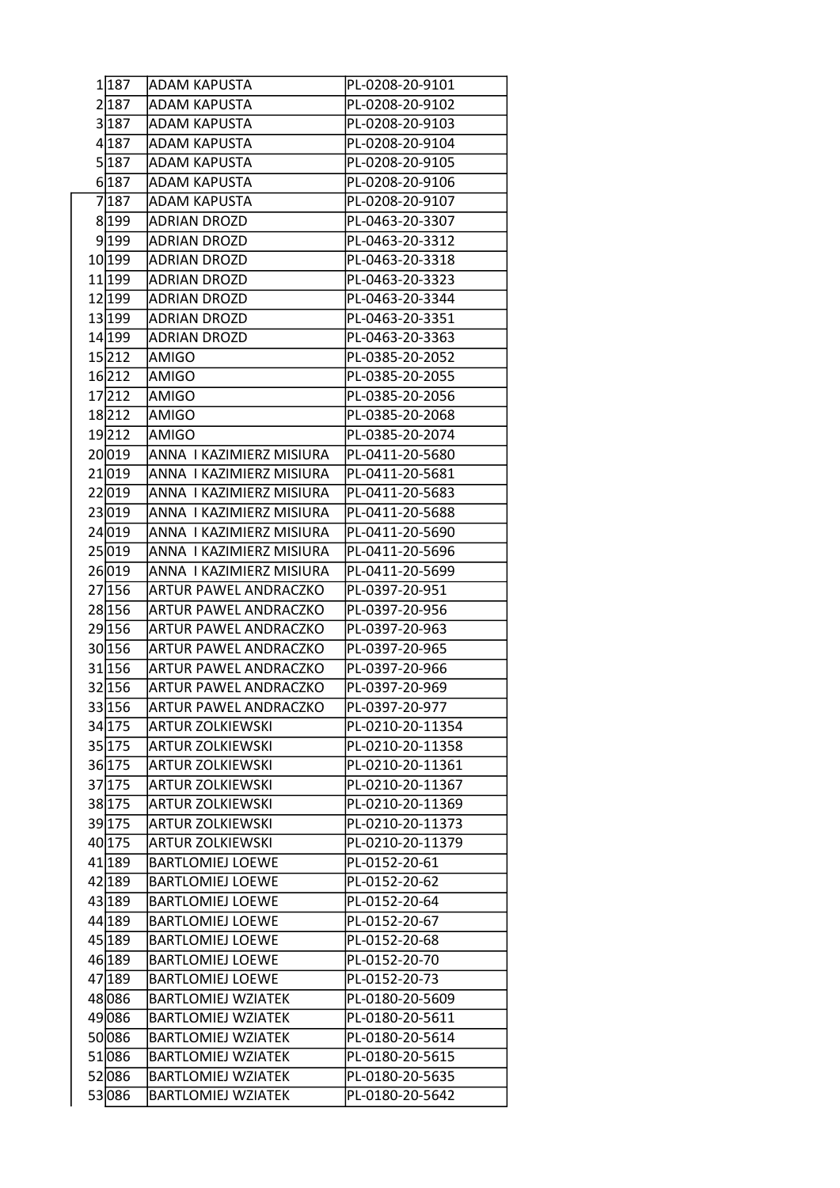| | | | |
|---|---|---|---|
| 1 | 187 | ADAM KAPUSTA | PL-0208-20-9101 |
| 2 | 187 | ADAM KAPUSTA | PL-0208-20-9102 |
| 3 | 187 | ADAM KAPUSTA | PL-0208-20-9103 |
| 4 | 187 | ADAM KAPUSTA | PL-0208-20-9104 |
| 5 | 187 | ADAM KAPUSTA | PL-0208-20-9105 |
| 6 | 187 | ADAM KAPUSTA | PL-0208-20-9106 |
| 7 | 187 | ADAM KAPUSTA | PL-0208-20-9107 |
| 8 | 199 | ADRIAN DROZD | PL-0463-20-3307 |
| 9 | 199 | ADRIAN DROZD | PL-0463-20-3312 |
| 10 | 199 | ADRIAN DROZD | PL-0463-20-3318 |
| 11 | 199 | ADRIAN DROZD | PL-0463-20-3323 |
| 12 | 199 | ADRIAN DROZD | PL-0463-20-3344 |
| 13 | 199 | ADRIAN DROZD | PL-0463-20-3351 |
| 14 | 199 | ADRIAN DROZD | PL-0463-20-3363 |
| 15 | 212 | AMIGO | PL-0385-20-2052 |
| 16 | 212 | AMIGO | PL-0385-20-2055 |
| 17 | 212 | AMIGO | PL-0385-20-2056 |
| 18 | 212 | AMIGO | PL-0385-20-2068 |
| 19 | 212 | AMIGO | PL-0385-20-2074 |
| 20 | 019 | ANNA I KAZIMIERZ MISIURA | PL-0411-20-5680 |
| 21 | 019 | ANNA I KAZIMIERZ MISIURA | PL-0411-20-5681 |
| 22 | 019 | ANNA I KAZIMIERZ MISIURA | PL-0411-20-5683 |
| 23 | 019 | ANNA I KAZIMIERZ MISIURA | PL-0411-20-5688 |
| 24 | 019 | ANNA I KAZIMIERZ MISIURA | PL-0411-20-5690 |
| 25 | 019 | ANNA I KAZIMIERZ MISIURA | PL-0411-20-5696 |
| 26 | 019 | ANNA I KAZIMIERZ MISIURA | PL-0411-20-5699 |
| 27 | 156 | ARTUR PAWEL ANDRACZKO | PL-0397-20-951 |
| 28 | 156 | ARTUR PAWEL ANDRACZKO | PL-0397-20-956 |
| 29 | 156 | ARTUR PAWEL ANDRACZKO | PL-0397-20-963 |
| 30 | 156 | ARTUR PAWEL ANDRACZKO | PL-0397-20-965 |
| 31 | 156 | ARTUR PAWEL ANDRACZKO | PL-0397-20-966 |
| 32 | 156 | ARTUR PAWEL ANDRACZKO | PL-0397-20-969 |
| 33 | 156 | ARTUR PAWEL ANDRACZKO | PL-0397-20-977 |
| 34 | 175 | ARTUR ZOLKIEWSKI | PL-0210-20-11354 |
| 35 | 175 | ARTUR ZOLKIEWSKI | PL-0210-20-11358 |
| 36 | 175 | ARTUR ZOLKIEWSKI | PL-0210-20-11361 |
| 37 | 175 | ARTUR ZOLKIEWSKI | PL-0210-20-11367 |
| 38 | 175 | ARTUR ZOLKIEWSKI | PL-0210-20-11369 |
| 39 | 175 | ARTUR ZOLKIEWSKI | PL-0210-20-11373 |
| 40 | 175 | ARTUR ZOLKIEWSKI | PL-0210-20-11379 |
| 41 | 189 | BARTLOMIEJ LOEWE | PL-0152-20-61 |
| 42 | 189 | BARTLOMIEJ LOEWE | PL-0152-20-62 |
| 43 | 189 | BARTLOMIEJ LOEWE | PL-0152-20-64 |
| 44 | 189 | BARTLOMIEJ LOEWE | PL-0152-20-67 |
| 45 | 189 | BARTLOMIEJ LOEWE | PL-0152-20-68 |
| 46 | 189 | BARTLOMIEJ LOEWE | PL-0152-20-70 |
| 47 | 189 | BARTLOMIEJ LOEWE | PL-0152-20-73 |
| 48 | 086 | BARTLOMIEJ WZIATEK | PL-0180-20-5609 |
| 49 | 086 | BARTLOMIEJ WZIATEK | PL-0180-20-5611 |
| 50 | 086 | BARTLOMIEJ WZIATEK | PL-0180-20-5614 |
| 51 | 086 | BARTLOMIEJ WZIATEK | PL-0180-20-5615 |
| 52 | 086 | BARTLOMIEJ WZIATEK | PL-0180-20-5635 |
| 53 | 086 | BARTLOMIEJ WZIATEK | PL-0180-20-5642 |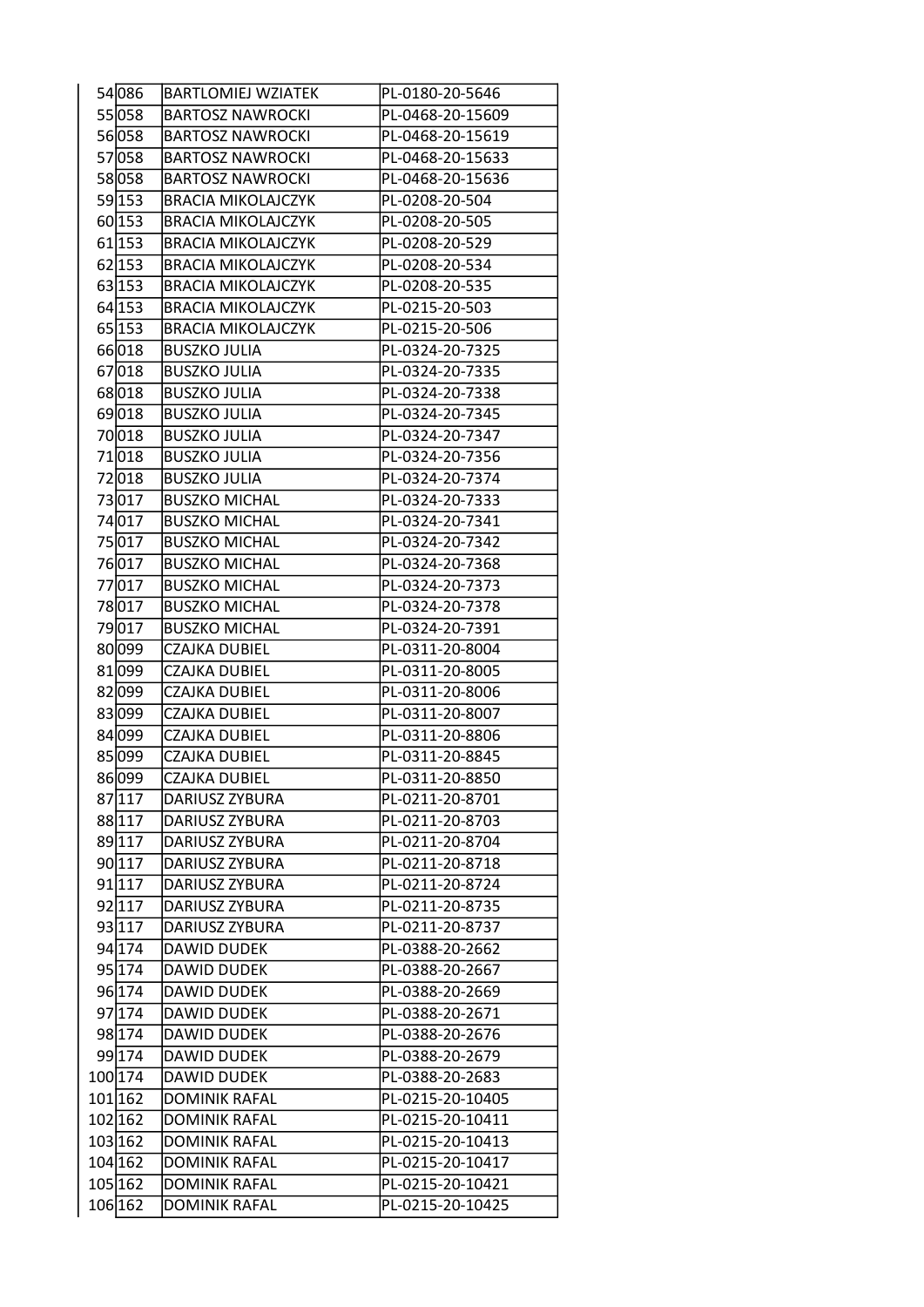| | | | |
|---|---|---|---|
| 54 | 086 | BARTLOMIEJ WZIATEK | PL-0180-20-5646 |
| 55 | 058 | BARTOSZ NAWROCKI | PL-0468-20-15609 |
| 56 | 058 | BARTOSZ NAWROCKI | PL-0468-20-15619 |
| 57 | 058 | BARTOSZ NAWROCKI | PL-0468-20-15633 |
| 58 | 058 | BARTOSZ NAWROCKI | PL-0468-20-15636 |
| 59 | 153 | BRACIA MIKOLAJCZYK | PL-0208-20-504 |
| 60 | 153 | BRACIA MIKOLAJCZYK | PL-0208-20-505 |
| 61 | 153 | BRACIA MIKOLAJCZYK | PL-0208-20-529 |
| 62 | 153 | BRACIA MIKOLAJCZYK | PL-0208-20-534 |
| 63 | 153 | BRACIA MIKOLAJCZYK | PL-0208-20-535 |
| 64 | 153 | BRACIA MIKOLAJCZYK | PL-0215-20-503 |
| 65 | 153 | BRACIA MIKOLAJCZYK | PL-0215-20-506 |
| 66 | 018 | BUSZKO JULIA | PL-0324-20-7325 |
| 67 | 018 | BUSZKO JULIA | PL-0324-20-7335 |
| 68 | 018 | BUSZKO JULIA | PL-0324-20-7338 |
| 69 | 018 | BUSZKO JULIA | PL-0324-20-7345 |
| 70 | 018 | BUSZKO JULIA | PL-0324-20-7347 |
| 71 | 018 | BUSZKO JULIA | PL-0324-20-7356 |
| 72 | 018 | BUSZKO JULIA | PL-0324-20-7374 |
| 73 | 017 | BUSZKO MICHAL | PL-0324-20-7333 |
| 74 | 017 | BUSZKO MICHAL | PL-0324-20-7341 |
| 75 | 017 | BUSZKO MICHAL | PL-0324-20-7342 |
| 76 | 017 | BUSZKO MICHAL | PL-0324-20-7368 |
| 77 | 017 | BUSZKO MICHAL | PL-0324-20-7373 |
| 78 | 017 | BUSZKO MICHAL | PL-0324-20-7378 |
| 79 | 017 | BUSZKO MICHAL | PL-0324-20-7391 |
| 80 | 099 | CZAJKA DUBIEL | PL-0311-20-8004 |
| 81 | 099 | CZAJKA DUBIEL | PL-0311-20-8005 |
| 82 | 099 | CZAJKA DUBIEL | PL-0311-20-8006 |
| 83 | 099 | CZAJKA DUBIEL | PL-0311-20-8007 |
| 84 | 099 | CZAJKA DUBIEL | PL-0311-20-8806 |
| 85 | 099 | CZAJKA DUBIEL | PL-0311-20-8845 |
| 86 | 099 | CZAJKA DUBIEL | PL-0311-20-8850 |
| 87 | 117 | DARIUSZ ZYBURA | PL-0211-20-8701 |
| 88 | 117 | DARIUSZ ZYBURA | PL-0211-20-8703 |
| 89 | 117 | DARIUSZ ZYBURA | PL-0211-20-8704 |
| 90 | 117 | DARIUSZ ZYBURA | PL-0211-20-8718 |
| 91 | 117 | DARIUSZ ZYBURA | PL-0211-20-8724 |
| 92 | 117 | DARIUSZ ZYBURA | PL-0211-20-8735 |
| 93 | 117 | DARIUSZ ZYBURA | PL-0211-20-8737 |
| 94 | 174 | DAWID DUDEK | PL-0388-20-2662 |
| 95 | 174 | DAWID DUDEK | PL-0388-20-2667 |
| 96 | 174 | DAWID DUDEK | PL-0388-20-2669 |
| 97 | 174 | DAWID DUDEK | PL-0388-20-2671 |
| 98 | 174 | DAWID DUDEK | PL-0388-20-2676 |
| 99 | 174 | DAWID DUDEK | PL-0388-20-2679 |
| 100 | 174 | DAWID DUDEK | PL-0388-20-2683 |
| 101 | 162 | DOMINIK RAFAL | PL-0215-20-10405 |
| 102 | 162 | DOMINIK RAFAL | PL-0215-20-10411 |
| 103 | 162 | DOMINIK RAFAL | PL-0215-20-10413 |
| 104 | 162 | DOMINIK RAFAL | PL-0215-20-10417 |
| 105 | 162 | DOMINIK RAFAL | PL-0215-20-10421 |
| 106 | 162 | DOMINIK RAFAL | PL-0215-20-10425 |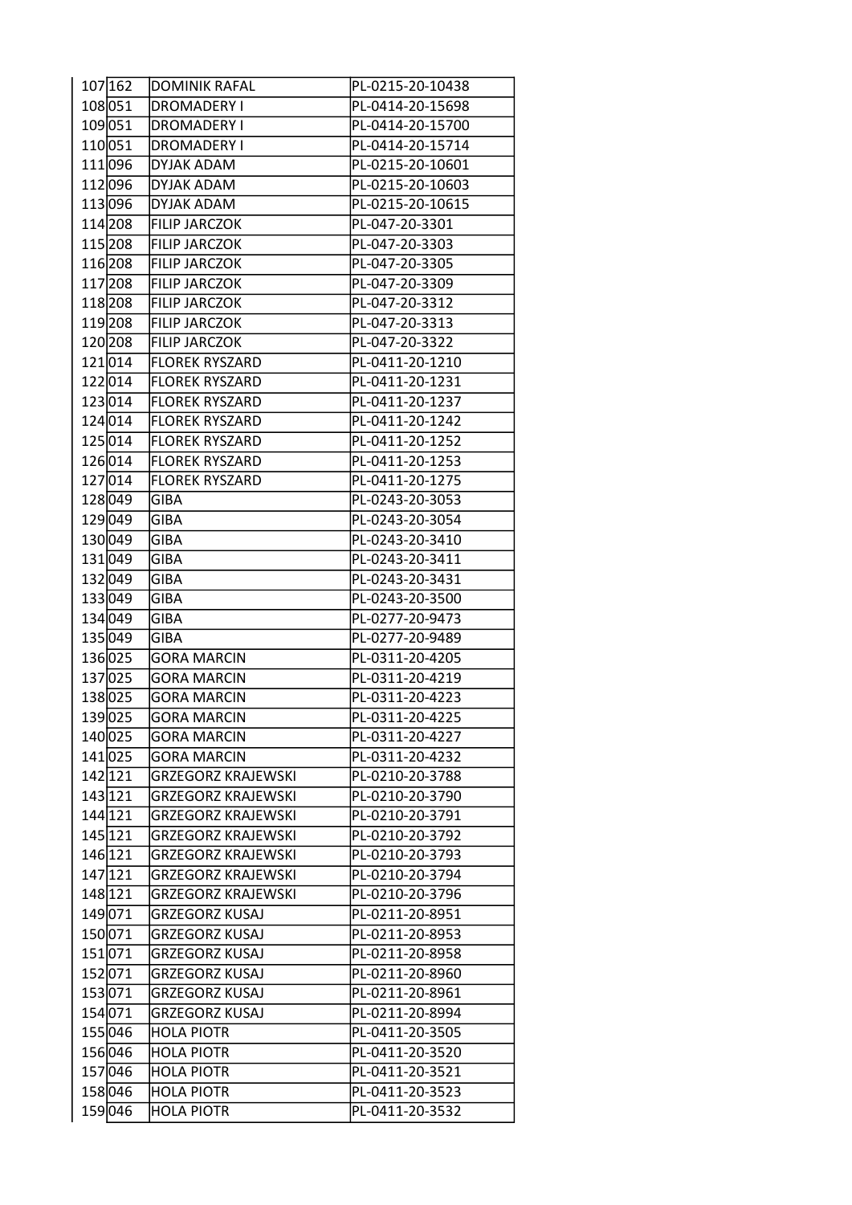| | | | |
|---|---|---|---|
| 107 | 162 | DOMINIK RAFAL | PL-0215-20-10438 |
| 108 | 051 | DROMADERY I | PL-0414-20-15698 |
| 109 | 051 | DROMADERY I | PL-0414-20-15700 |
| 110 | 051 | DROMADERY I | PL-0414-20-15714 |
| 111 | 096 | DYJAK ADAM | PL-0215-20-10601 |
| 112 | 096 | DYJAK ADAM | PL-0215-20-10603 |
| 113 | 096 | DYJAK ADAM | PL-0215-20-10615 |
| 114 | 208 | FILIP JARCZOK | PL-047-20-3301 |
| 115 | 208 | FILIP JARCZOK | PL-047-20-3303 |
| 116 | 208 | FILIP JARCZOK | PL-047-20-3305 |
| 117 | 208 | FILIP JARCZOK | PL-047-20-3309 |
| 118 | 208 | FILIP JARCZOK | PL-047-20-3312 |
| 119 | 208 | FILIP JARCZOK | PL-047-20-3313 |
| 120 | 208 | FILIP JARCZOK | PL-047-20-3322 |
| 121 | 014 | FLOREK RYSZARD | PL-0411-20-1210 |
| 122 | 014 | FLOREK RYSZARD | PL-0411-20-1231 |
| 123 | 014 | FLOREK RYSZARD | PL-0411-20-1237 |
| 124 | 014 | FLOREK RYSZARD | PL-0411-20-1242 |
| 125 | 014 | FLOREK RYSZARD | PL-0411-20-1252 |
| 126 | 014 | FLOREK RYSZARD | PL-0411-20-1253 |
| 127 | 014 | FLOREK RYSZARD | PL-0411-20-1275 |
| 128 | 049 | GIBA | PL-0243-20-3053 |
| 129 | 049 | GIBA | PL-0243-20-3054 |
| 130 | 049 | GIBA | PL-0243-20-3410 |
| 131 | 049 | GIBA | PL-0243-20-3411 |
| 132 | 049 | GIBA | PL-0243-20-3431 |
| 133 | 049 | GIBA | PL-0243-20-3500 |
| 134 | 049 | GIBA | PL-0277-20-9473 |
| 135 | 049 | GIBA | PL-0277-20-9489 |
| 136 | 025 | GORA MARCIN | PL-0311-20-4205 |
| 137 | 025 | GORA MARCIN | PL-0311-20-4219 |
| 138 | 025 | GORA MARCIN | PL-0311-20-4223 |
| 139 | 025 | GORA MARCIN | PL-0311-20-4225 |
| 140 | 025 | GORA MARCIN | PL-0311-20-4227 |
| 141 | 025 | GORA MARCIN | PL-0311-20-4232 |
| 142 | 121 | GRZEGORZ KRAJEWSKI | PL-0210-20-3788 |
| 143 | 121 | GRZEGORZ KRAJEWSKI | PL-0210-20-3790 |
| 144 | 121 | GRZEGORZ KRAJEWSKI | PL-0210-20-3791 |
| 145 | 121 | GRZEGORZ KRAJEWSKI | PL-0210-20-3792 |
| 146 | 121 | GRZEGORZ KRAJEWSKI | PL-0210-20-3793 |
| 147 | 121 | GRZEGORZ KRAJEWSKI | PL-0210-20-3794 |
| 148 | 121 | GRZEGORZ KRAJEWSKI | PL-0210-20-3796 |
| 149 | 071 | GRZEGORZ KUSAJ | PL-0211-20-8951 |
| 150 | 071 | GRZEGORZ KUSAJ | PL-0211-20-8953 |
| 151 | 071 | GRZEGORZ KUSAJ | PL-0211-20-8958 |
| 152 | 071 | GRZEGORZ KUSAJ | PL-0211-20-8960 |
| 153 | 071 | GRZEGORZ KUSAJ | PL-0211-20-8961 |
| 154 | 071 | GRZEGORZ KUSAJ | PL-0211-20-8994 |
| 155 | 046 | HOLA PIOTR | PL-0411-20-3505 |
| 156 | 046 | HOLA PIOTR | PL-0411-20-3520 |
| 157 | 046 | HOLA PIOTR | PL-0411-20-3521 |
| 158 | 046 | HOLA PIOTR | PL-0411-20-3523 |
| 159 | 046 | HOLA PIOTR | PL-0411-20-3532 |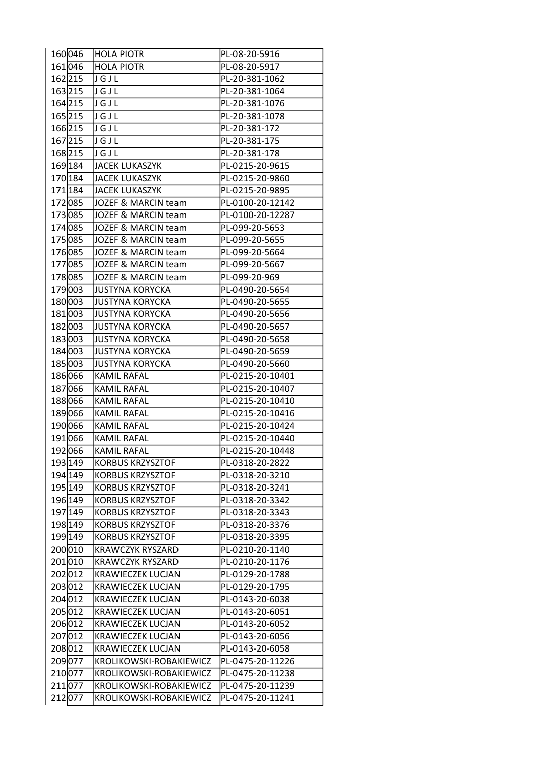| 160 | 046 | HOLA PIOTR | PL-08-20-5916 |
|---|---|---|---|
| 161 | 046 | HOLA PIOTR | PL-08-20-5917 |
| 162 | 215 | J G J L | PL-20-381-1062 |
| 163 | 215 | J G J L | PL-20-381-1064 |
| 164 | 215 | J G J L | PL-20-381-1076 |
| 165 | 215 | J G J L | PL-20-381-1078 |
| 166 | 215 | J G J L | PL-20-381-172 |
| 167 | 215 | J G J L | PL-20-381-175 |
| 168 | 215 | J G J L | PL-20-381-178 |
| 169 | 184 | JACEK LUKASZYK | PL-0215-20-9615 |
| 170 | 184 | JACEK LUKASZYK | PL-0215-20-9860 |
| 171 | 184 | JACEK LUKASZYK | PL-0215-20-9895 |
| 172 | 085 | JOZEF & MARCIN team | PL-0100-20-12142 |
| 173 | 085 | JOZEF & MARCIN team | PL-0100-20-12287 |
| 174 | 085 | JOZEF & MARCIN team | PL-099-20-5653 |
| 175 | 085 | JOZEF & MARCIN team | PL-099-20-5655 |
| 176 | 085 | JOZEF & MARCIN team | PL-099-20-5664 |
| 177 | 085 | JOZEF & MARCIN team | PL-099-20-5667 |
| 178 | 085 | JOZEF & MARCIN team | PL-099-20-969 |
| 179 | 003 | JUSTYNA KORYCKA | PL-0490-20-5654 |
| 180 | 003 | JUSTYNA KORYCKA | PL-0490-20-5655 |
| 181 | 003 | JUSTYNA KORYCKA | PL-0490-20-5656 |
| 182 | 003 | JUSTYNA KORYCKA | PL-0490-20-5657 |
| 183 | 003 | JUSTYNA KORYCKA | PL-0490-20-5658 |
| 184 | 003 | JUSTYNA KORYCKA | PL-0490-20-5659 |
| 185 | 003 | JUSTYNA KORYCKA | PL-0490-20-5660 |
| 186 | 066 | KAMIL RAFAL | PL-0215-20-10401 |
| 187 | 066 | KAMIL RAFAL | PL-0215-20-10407 |
| 188 | 066 | KAMIL RAFAL | PL-0215-20-10410 |
| 189 | 066 | KAMIL RAFAL | PL-0215-20-10416 |
| 190 | 066 | KAMIL RAFAL | PL-0215-20-10424 |
| 191 | 066 | KAMIL RAFAL | PL-0215-20-10440 |
| 192 | 066 | KAMIL RAFAL | PL-0215-20-10448 |
| 193 | 149 | KORBUS KRZYSZTOF | PL-0318-20-2822 |
| 194 | 149 | KORBUS KRZYSZTOF | PL-0318-20-3210 |
| 195 | 149 | KORBUS KRZYSZTOF | PL-0318-20-3241 |
| 196 | 149 | KORBUS KRZYSZTOF | PL-0318-20-3342 |
| 197 | 149 | KORBUS KRZYSZTOF | PL-0318-20-3343 |
| 198 | 149 | KORBUS KRZYSZTOF | PL-0318-20-3376 |
| 199 | 149 | KORBUS KRZYSZTOF | PL-0318-20-3395 |
| 200 | 010 | KRAWCZYK RYSZARD | PL-0210-20-1140 |
| 201 | 010 | KRAWCZYK RYSZARD | PL-0210-20-1176 |
| 202 | 012 | KRAWIECZEK LUCJAN | PL-0129-20-1788 |
| 203 | 012 | KRAWIECZEK LUCJAN | PL-0129-20-1795 |
| 204 | 012 | KRAWIECZEK LUCJAN | PL-0143-20-6038 |
| 205 | 012 | KRAWIECZEK LUCJAN | PL-0143-20-6051 |
| 206 | 012 | KRAWIECZEK LUCJAN | PL-0143-20-6052 |
| 207 | 012 | KRAWIECZEK LUCJAN | PL-0143-20-6056 |
| 208 | 012 | KRAWIECZEK LUCJAN | PL-0143-20-6058 |
| 209 | 077 | KROLIKOWSKI-ROBAKIEWICZ | PL-0475-20-11226 |
| 210 | 077 | KROLIKOWSKI-ROBAKIEWICZ | PL-0475-20-11238 |
| 211 | 077 | KROLIKOWSKI-ROBAKIEWICZ | PL-0475-20-11239 |
| 212 | 077 | KROLIKOWSKI-ROBAKIEWICZ | PL-0475-20-11241 |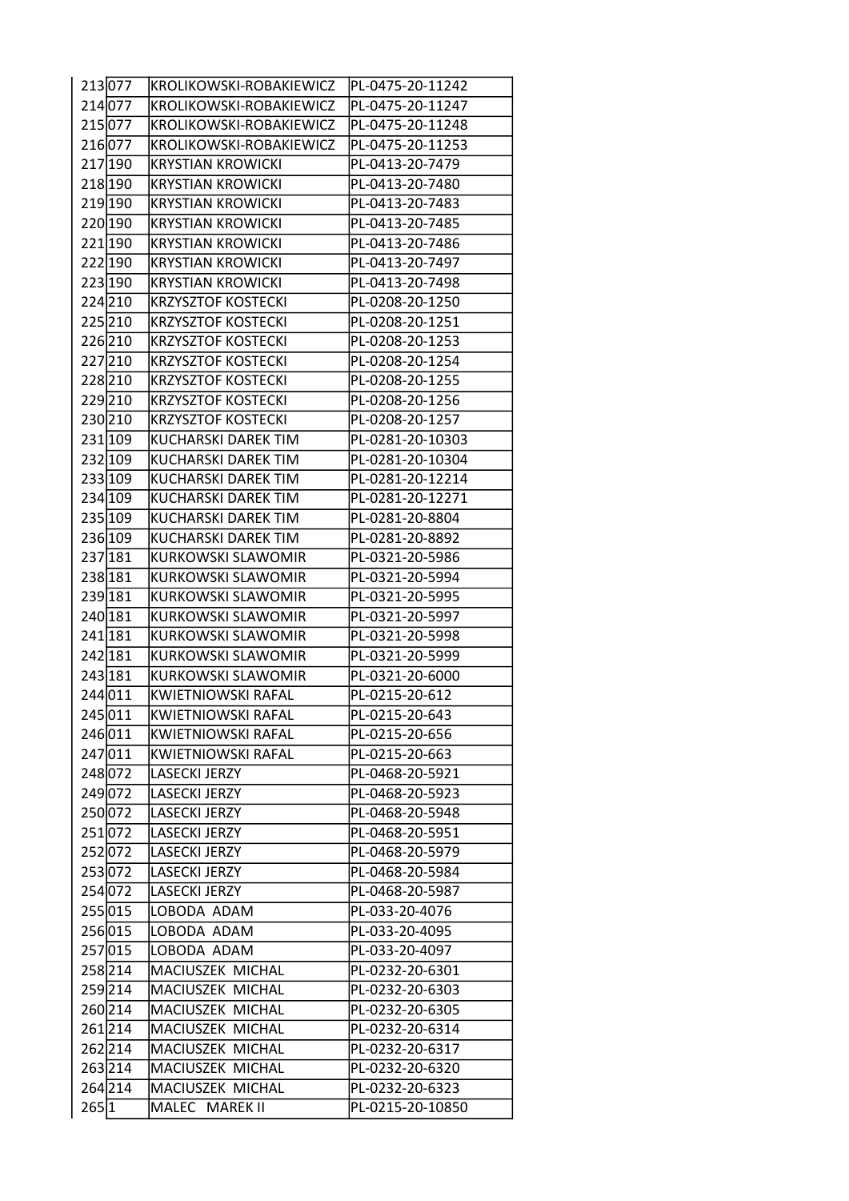| | | | |
|---|---|---|---|
| 213 | 077 | KROLIKOWSKI-ROBAKIEWICZ | PL-0475-20-11242 |
| 214 | 077 | KROLIKOWSKI-ROBAKIEWICZ | PL-0475-20-11247 |
| 215 | 077 | KROLIKOWSKI-ROBAKIEWICZ | PL-0475-20-11248 |
| 216 | 077 | KROLIKOWSKI-ROBAKIEWICZ | PL-0475-20-11253 |
| 217 | 190 | KRYSTIAN KROWICKI | PL-0413-20-7479 |
| 218 | 190 | KRYSTIAN KROWICKI | PL-0413-20-7480 |
| 219 | 190 | KRYSTIAN KROWICKI | PL-0413-20-7483 |
| 220 | 190 | KRYSTIAN KROWICKI | PL-0413-20-7485 |
| 221 | 190 | KRYSTIAN KROWICKI | PL-0413-20-7486 |
| 222 | 190 | KRYSTIAN KROWICKI | PL-0413-20-7497 |
| 223 | 190 | KRYSTIAN KROWICKI | PL-0413-20-7498 |
| 224 | 210 | KRZYSZTOF KOSTECKI | PL-0208-20-1250 |
| 225 | 210 | KRZYSZTOF KOSTECKI | PL-0208-20-1251 |
| 226 | 210 | KRZYSZTOF KOSTECKI | PL-0208-20-1253 |
| 227 | 210 | KRZYSZTOF KOSTECKI | PL-0208-20-1254 |
| 228 | 210 | KRZYSZTOF KOSTECKI | PL-0208-20-1255 |
| 229 | 210 | KRZYSZTOF KOSTECKI | PL-0208-20-1256 |
| 230 | 210 | KRZYSZTOF KOSTECKI | PL-0208-20-1257 |
| 231 | 109 | KUCHARSKI DAREK TIM | PL-0281-20-10303 |
| 232 | 109 | KUCHARSKI DAREK TIM | PL-0281-20-10304 |
| 233 | 109 | KUCHARSKI DAREK TIM | PL-0281-20-12214 |
| 234 | 109 | KUCHARSKI DAREK TIM | PL-0281-20-12271 |
| 235 | 109 | KUCHARSKI DAREK TIM | PL-0281-20-8804 |
| 236 | 109 | KUCHARSKI DAREK TIM | PL-0281-20-8892 |
| 237 | 181 | KURKOWSKI SLAWOMIR | PL-0321-20-5986 |
| 238 | 181 | KURKOWSKI SLAWOMIR | PL-0321-20-5994 |
| 239 | 181 | KURKOWSKI SLAWOMIR | PL-0321-20-5995 |
| 240 | 181 | KURKOWSKI SLAWOMIR | PL-0321-20-5997 |
| 241 | 181 | KURKOWSKI SLAWOMIR | PL-0321-20-5998 |
| 242 | 181 | KURKOWSKI SLAWOMIR | PL-0321-20-5999 |
| 243 | 181 | KURKOWSKI SLAWOMIR | PL-0321-20-6000 |
| 244 | 011 | KWIETNIOWSKI RAFAL | PL-0215-20-612 |
| 245 | 011 | KWIETNIOWSKI RAFAL | PL-0215-20-643 |
| 246 | 011 | KWIETNIOWSKI RAFAL | PL-0215-20-656 |
| 247 | 011 | KWIETNIOWSKI RAFAL | PL-0215-20-663 |
| 248 | 072 | LASECKI JERZY | PL-0468-20-5921 |
| 249 | 072 | LASECKI JERZY | PL-0468-20-5923 |
| 250 | 072 | LASECKI JERZY | PL-0468-20-5948 |
| 251 | 072 | LASECKI JERZY | PL-0468-20-5951 |
| 252 | 072 | LASECKI JERZY | PL-0468-20-5979 |
| 253 | 072 | LASECKI JERZY | PL-0468-20-5984 |
| 254 | 072 | LASECKI JERZY | PL-0468-20-5987 |
| 255 | 015 | LOBODA ADAM | PL-033-20-4076 |
| 256 | 015 | LOBODA ADAM | PL-033-20-4095 |
| 257 | 015 | LOBODA ADAM | PL-033-20-4097 |
| 258 | 214 | MACIUSZEK MICHAL | PL-0232-20-6301 |
| 259 | 214 | MACIUSZEK MICHAL | PL-0232-20-6303 |
| 260 | 214 | MACIUSZEK MICHAL | PL-0232-20-6305 |
| 261 | 214 | MACIUSZEK MICHAL | PL-0232-20-6314 |
| 262 | 214 | MACIUSZEK MICHAL | PL-0232-20-6317 |
| 263 | 214 | MACIUSZEK MICHAL | PL-0232-20-6320 |
| 264 | 214 | MACIUSZEK MICHAL | PL-0232-20-6323 |
| 265 | 1 | MALEC MAREK II | PL-0215-20-10850 |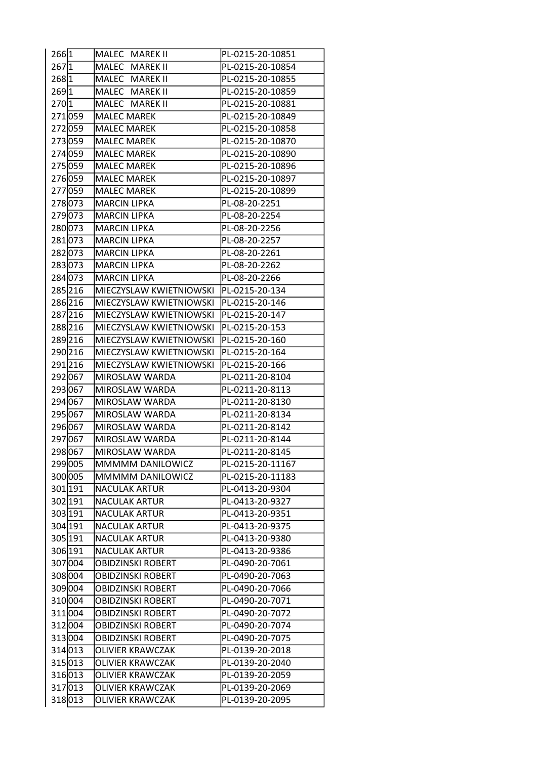| | | | |
|---|---|---|---|
| 266 | 1 | MALEC MAREK II | PL-0215-20-10851 |
| 267 | 1 | MALEC MAREK II | PL-0215-20-10854 |
| 268 | 1 | MALEC MAREK II | PL-0215-20-10855 |
| 269 | 1 | MALEC MAREK II | PL-0215-20-10859 |
| 270 | 1 | MALEC MAREK II | PL-0215-20-10881 |
| 271 | 059 | MALEC MAREK | PL-0215-20-10849 |
| 272 | 059 | MALEC MAREK | PL-0215-20-10858 |
| 273 | 059 | MALEC MAREK | PL-0215-20-10870 |
| 274 | 059 | MALEC MAREK | PL-0215-20-10890 |
| 275 | 059 | MALEC MAREK | PL-0215-20-10896 |
| 276 | 059 | MALEC MAREK | PL-0215-20-10897 |
| 277 | 059 | MALEC MAREK | PL-0215-20-10899 |
| 278 | 073 | MARCIN LIPKA | PL-08-20-2251 |
| 279 | 073 | MARCIN LIPKA | PL-08-20-2254 |
| 280 | 073 | MARCIN LIPKA | PL-08-20-2256 |
| 281 | 073 | MARCIN LIPKA | PL-08-20-2257 |
| 282 | 073 | MARCIN LIPKA | PL-08-20-2261 |
| 283 | 073 | MARCIN LIPKA | PL-08-20-2262 |
| 284 | 073 | MARCIN LIPKA | PL-08-20-2266 |
| 285 | 216 | MIECZYSLAW KWIETNIOWSKI | PL-0215-20-134 |
| 286 | 216 | MIECZYSLAW KWIETNIOWSKI | PL-0215-20-146 |
| 287 | 216 | MIECZYSLAW KWIETNIOWSKI | PL-0215-20-147 |
| 288 | 216 | MIECZYSLAW KWIETNIOWSKI | PL-0215-20-153 |
| 289 | 216 | MIECZYSLAW KWIETNIOWSKI | PL-0215-20-160 |
| 290 | 216 | MIECZYSLAW KWIETNIOWSKI | PL-0215-20-164 |
| 291 | 216 | MIECZYSLAW KWIETNIOWSKI | PL-0215-20-166 |
| 292 | 067 | MIROSLAW WARDA | PL-0211-20-8104 |
| 293 | 067 | MIROSLAW WARDA | PL-0211-20-8113 |
| 294 | 067 | MIROSLAW WARDA | PL-0211-20-8130 |
| 295 | 067 | MIROSLAW WARDA | PL-0211-20-8134 |
| 296 | 067 | MIROSLAW WARDA | PL-0211-20-8142 |
| 297 | 067 | MIROSLAW WARDA | PL-0211-20-8144 |
| 298 | 067 | MIROSLAW WARDA | PL-0211-20-8145 |
| 299 | 005 | MMMMM DANILOWICZ | PL-0215-20-11167 |
| 300 | 005 | MMMMM DANILOWICZ | PL-0215-20-11183 |
| 301 | 191 | NACULAK ARTUR | PL-0413-20-9304 |
| 302 | 191 | NACULAK ARTUR | PL-0413-20-9327 |
| 303 | 191 | NACULAK ARTUR | PL-0413-20-9351 |
| 304 | 191 | NACULAK ARTUR | PL-0413-20-9375 |
| 305 | 191 | NACULAK ARTUR | PL-0413-20-9380 |
| 306 | 191 | NACULAK ARTUR | PL-0413-20-9386 |
| 307 | 004 | OBIDZINSKI ROBERT | PL-0490-20-7061 |
| 308 | 004 | OBIDZINSKI ROBERT | PL-0490-20-7063 |
| 309 | 004 | OBIDZINSKI ROBERT | PL-0490-20-7066 |
| 310 | 004 | OBIDZINSKI ROBERT | PL-0490-20-7071 |
| 311 | 004 | OBIDZINSKI ROBERT | PL-0490-20-7072 |
| 312 | 004 | OBIDZINSKI ROBERT | PL-0490-20-7074 |
| 313 | 004 | OBIDZINSKI ROBERT | PL-0490-20-7075 |
| 314 | 013 | OLIVIER KRAWCZAK | PL-0139-20-2018 |
| 315 | 013 | OLIVIER KRAWCZAK | PL-0139-20-2040 |
| 316 | 013 | OLIVIER KRAWCZAK | PL-0139-20-2059 |
| 317 | 013 | OLIVIER KRAWCZAK | PL-0139-20-2069 |
| 318 | 013 | OLIVIER KRAWCZAK | PL-0139-20-2095 |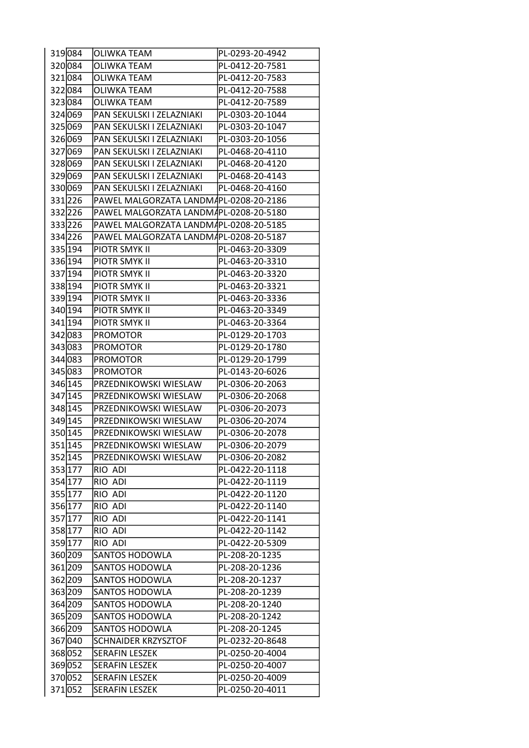| | | | |
|---|---|---|---|
| 319 | 084 | OLIWKA TEAM | PL-0293-20-4942 |
| 320 | 084 | OLIWKA TEAM | PL-0412-20-7581 |
| 321 | 084 | OLIWKA TEAM | PL-0412-20-7583 |
| 322 | 084 | OLIWKA TEAM | PL-0412-20-7588 |
| 323 | 084 | OLIWKA TEAM | PL-0412-20-7589 |
| 324 | 069 | PAN SEKULSKI I ZELAZNIAKI | PL-0303-20-1044 |
| 325 | 069 | PAN SEKULSKI I ZELAZNIAKI | PL-0303-20-1047 |
| 326 | 069 | PAN SEKULSKI I ZELAZNIAKI | PL-0303-20-1056 |
| 327 | 069 | PAN SEKULSKI I ZELAZNIAKI | PL-0468-20-4110 |
| 328 | 069 | PAN SEKULSKI I ZELAZNIAKI | PL-0468-20-4120 |
| 329 | 069 | PAN SEKULSKI I ZELAZNIAKI | PL-0468-20-4143 |
| 330 | 069 | PAN SEKULSKI I ZELAZNIAKI | PL-0468-20-4160 |
| 331 | 226 | PAWEL MALGORZATA LANDMA | PL-0208-20-2186 |
| 332 | 226 | PAWEL MALGORZATA LANDMA | PL-0208-20-5180 |
| 333 | 226 | PAWEL MALGORZATA LANDMA | PL-0208-20-5185 |
| 334 | 226 | PAWEL MALGORZATA LANDMA | PL-0208-20-5187 |
| 335 | 194 | PIOTR SMYK II | PL-0463-20-3309 |
| 336 | 194 | PIOTR SMYK II | PL-0463-20-3310 |
| 337 | 194 | PIOTR SMYK II | PL-0463-20-3320 |
| 338 | 194 | PIOTR SMYK II | PL-0463-20-3321 |
| 339 | 194 | PIOTR SMYK II | PL-0463-20-3336 |
| 340 | 194 | PIOTR SMYK II | PL-0463-20-3349 |
| 341 | 194 | PIOTR SMYK II | PL-0463-20-3364 |
| 342 | 083 | PROMOTOR | PL-0129-20-1703 |
| 343 | 083 | PROMOTOR | PL-0129-20-1780 |
| 344 | 083 | PROMOTOR | PL-0129-20-1799 |
| 345 | 083 | PROMOTOR | PL-0143-20-6026 |
| 346 | 145 | PRZEDNIKOWSKI WIESLAW | PL-0306-20-2063 |
| 347 | 145 | PRZEDNIKOWSKI WIESLAW | PL-0306-20-2068 |
| 348 | 145 | PRZEDNIKOWSKI WIESLAW | PL-0306-20-2073 |
| 349 | 145 | PRZEDNIKOWSKI WIESLAW | PL-0306-20-2074 |
| 350 | 145 | PRZEDNIKOWSKI WIESLAW | PL-0306-20-2078 |
| 351 | 145 | PRZEDNIKOWSKI WIESLAW | PL-0306-20-2079 |
| 352 | 145 | PRZEDNIKOWSKI WIESLAW | PL-0306-20-2082 |
| 353 | 177 | RIO ADI | PL-0422-20-1118 |
| 354 | 177 | RIO ADI | PL-0422-20-1119 |
| 355 | 177 | RIO ADI | PL-0422-20-1120 |
| 356 | 177 | RIO ADI | PL-0422-20-1140 |
| 357 | 177 | RIO ADI | PL-0422-20-1141 |
| 358 | 177 | RIO ADI | PL-0422-20-1142 |
| 359 | 177 | RIO ADI | PL-0422-20-5309 |
| 360 | 209 | SANTOS HODOWLA | PL-208-20-1235 |
| 361 | 209 | SANTOS HODOWLA | PL-208-20-1236 |
| 362 | 209 | SANTOS HODOWLA | PL-208-20-1237 |
| 363 | 209 | SANTOS HODOWLA | PL-208-20-1239 |
| 364 | 209 | SANTOS HODOWLA | PL-208-20-1240 |
| 365 | 209 | SANTOS HODOWLA | PL-208-20-1242 |
| 366 | 209 | SANTOS HODOWLA | PL-208-20-1245 |
| 367 | 040 | SCHNAIDER KRZYSZTOF | PL-0232-20-8648 |
| 368 | 052 | SERAFIN LESZEK | PL-0250-20-4004 |
| 369 | 052 | SERAFIN LESZEK | PL-0250-20-4007 |
| 370 | 052 | SERAFIN LESZEK | PL-0250-20-4009 |
| 371 | 052 | SERAFIN LESZEK | PL-0250-20-4011 |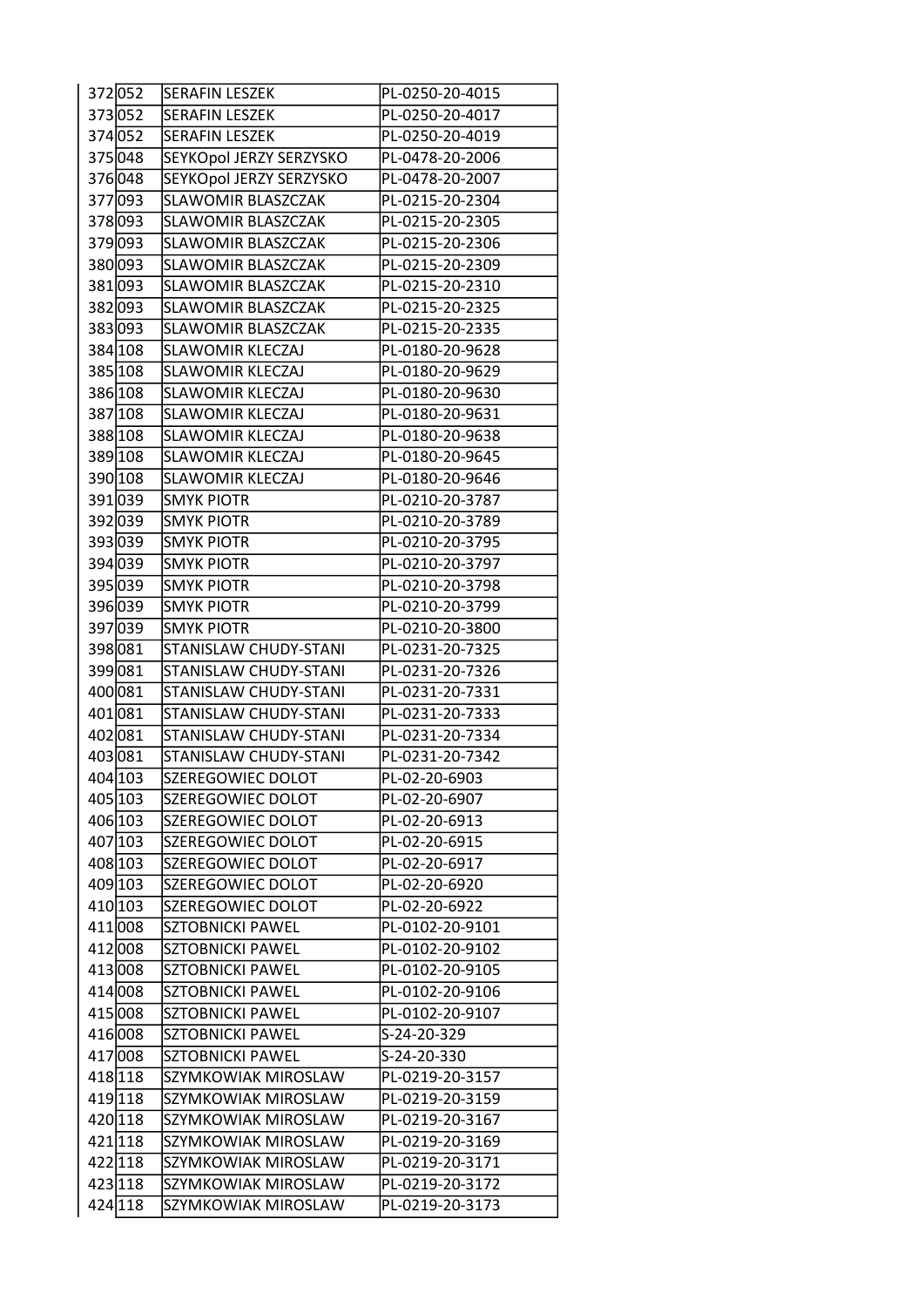| | | | |
|---|---|---|---|
| 372 | 052 | SERAFIN LESZEK | PL-0250-20-4015 |
| 373 | 052 | SERAFIN LESZEK | PL-0250-20-4017 |
| 374 | 052 | SERAFIN LESZEK | PL-0250-20-4019 |
| 375 | 048 | SEYKOpol JERZY SERZYSKO | PL-0478-20-2006 |
| 376 | 048 | SEYKOpol JERZY SERZYSKO | PL-0478-20-2007 |
| 377 | 093 | SLAWOMIR BLASZCZAK | PL-0215-20-2304 |
| 378 | 093 | SLAWOMIR BLASZCZAK | PL-0215-20-2305 |
| 379 | 093 | SLAWOMIR BLASZCZAK | PL-0215-20-2306 |
| 380 | 093 | SLAWOMIR BLASZCZAK | PL-0215-20-2309 |
| 381 | 093 | SLAWOMIR BLASZCZAK | PL-0215-20-2310 |
| 382 | 093 | SLAWOMIR BLASZCZAK | PL-0215-20-2325 |
| 383 | 093 | SLAWOMIR BLASZCZAK | PL-0215-20-2335 |
| 384 | 108 | SLAWOMIR KLECZAJ | PL-0180-20-9628 |
| 385 | 108 | SLAWOMIR KLECZAJ | PL-0180-20-9629 |
| 386 | 108 | SLAWOMIR KLECZAJ | PL-0180-20-9630 |
| 387 | 108 | SLAWOMIR KLECZAJ | PL-0180-20-9631 |
| 388 | 108 | SLAWOMIR KLECZAJ | PL-0180-20-9638 |
| 389 | 108 | SLAWOMIR KLECZAJ | PL-0180-20-9645 |
| 390 | 108 | SLAWOMIR KLECZAJ | PL-0180-20-9646 |
| 391 | 039 | SMYK PIOTR | PL-0210-20-3787 |
| 392 | 039 | SMYK PIOTR | PL-0210-20-3789 |
| 393 | 039 | SMYK PIOTR | PL-0210-20-3795 |
| 394 | 039 | SMYK PIOTR | PL-0210-20-3797 |
| 395 | 039 | SMYK PIOTR | PL-0210-20-3798 |
| 396 | 039 | SMYK PIOTR | PL-0210-20-3799 |
| 397 | 039 | SMYK PIOTR | PL-0210-20-3800 |
| 398 | 081 | STANISLAW CHUDY-STANI | PL-0231-20-7325 |
| 399 | 081 | STANISLAW CHUDY-STANI | PL-0231-20-7326 |
| 400 | 081 | STANISLAW CHUDY-STANI | PL-0231-20-7331 |
| 401 | 081 | STANISLAW CHUDY-STANI | PL-0231-20-7333 |
| 402 | 081 | STANISLAW CHUDY-STANI | PL-0231-20-7334 |
| 403 | 081 | STANISLAW CHUDY-STANI | PL-0231-20-7342 |
| 404 | 103 | SZEREGOWIEC DOLOT | PL-02-20-6903 |
| 405 | 103 | SZEREGOWIEC DOLOT | PL-02-20-6907 |
| 406 | 103 | SZEREGOWIEC DOLOT | PL-02-20-6913 |
| 407 | 103 | SZEREGOWIEC DOLOT | PL-02-20-6915 |
| 408 | 103 | SZEREGOWIEC DOLOT | PL-02-20-6917 |
| 409 | 103 | SZEREGOWIEC DOLOT | PL-02-20-6920 |
| 410 | 103 | SZEREGOWIEC DOLOT | PL-02-20-6922 |
| 411 | 008 | SZTOBNICKI PAWEL | PL-0102-20-9101 |
| 412 | 008 | SZTOBNICKI PAWEL | PL-0102-20-9102 |
| 413 | 008 | SZTOBNICKI PAWEL | PL-0102-20-9105 |
| 414 | 008 | SZTOBNICKI PAWEL | PL-0102-20-9106 |
| 415 | 008 | SZTOBNICKI PAWEL | PL-0102-20-9107 |
| 416 | 008 | SZTOBNICKI PAWEL | S-24-20-329 |
| 417 | 008 | SZTOBNICKI PAWEL | S-24-20-330 |
| 418 | 118 | SZYMKOWIAK MIROSLAW | PL-0219-20-3157 |
| 419 | 118 | SZYMKOWIAK MIROSLAW | PL-0219-20-3159 |
| 420 | 118 | SZYMKOWIAK MIROSLAW | PL-0219-20-3167 |
| 421 | 118 | SZYMKOWIAK MIROSLAW | PL-0219-20-3169 |
| 422 | 118 | SZYMKOWIAK MIROSLAW | PL-0219-20-3171 |
| 423 | 118 | SZYMKOWIAK MIROSLAW | PL-0219-20-3172 |
| 424 | 118 | SZYMKOWIAK MIROSLAW | PL-0219-20-3173 |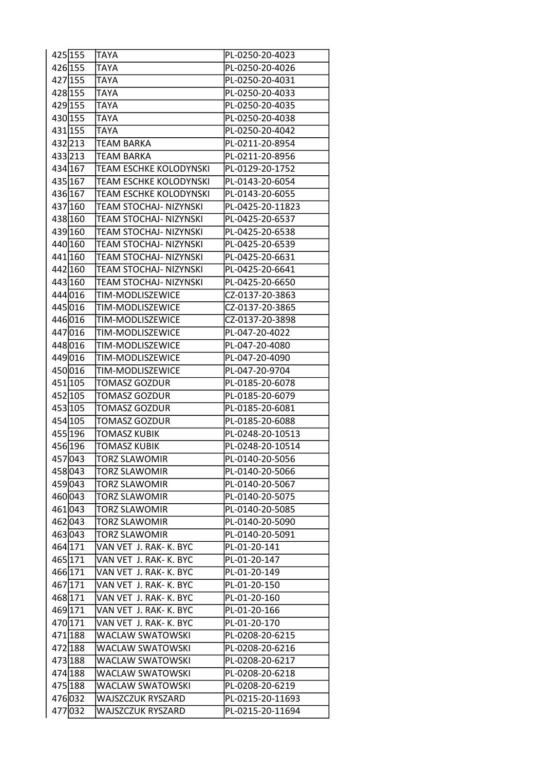| | | | |
|---|---|---|---|
| 425 | 155 | TAYA | PL-0250-20-4023 |
| 426 | 155 | TAYA | PL-0250-20-4026 |
| 427 | 155 | TAYA | PL-0250-20-4031 |
| 428 | 155 | TAYA | PL-0250-20-4033 |
| 429 | 155 | TAYA | PL-0250-20-4035 |
| 430 | 155 | TAYA | PL-0250-20-4038 |
| 431 | 155 | TAYA | PL-0250-20-4042 |
| 432 | 213 | TEAM BARKA | PL-0211-20-8954 |
| 433 | 213 | TEAM BARKA | PL-0211-20-8956 |
| 434 | 167 | TEAM ESCHKE KOLODYNSKI | PL-0129-20-1752 |
| 435 | 167 | TEAM ESCHKE KOLODYNSKI | PL-0143-20-6054 |
| 436 | 167 | TEAM ESCHKE KOLODYNSKI | PL-0143-20-6055 |
| 437 | 160 | TEAM STOCHAJ- NIZYNSKI | PL-0425-20-11823 |
| 438 | 160 | TEAM STOCHAJ- NIZYNSKI | PL-0425-20-6537 |
| 439 | 160 | TEAM STOCHAJ- NIZYNSKI | PL-0425-20-6538 |
| 440 | 160 | TEAM STOCHAJ- NIZYNSKI | PL-0425-20-6539 |
| 441 | 160 | TEAM STOCHAJ- NIZYNSKI | PL-0425-20-6631 |
| 442 | 160 | TEAM STOCHAJ- NIZYNSKI | PL-0425-20-6641 |
| 443 | 160 | TEAM STOCHAJ- NIZYNSKI | PL-0425-20-6650 |
| 444 | 016 | TIM-MODLISZEWICE | CZ-0137-20-3863 |
| 445 | 016 | TIM-MODLISZEWICE | CZ-0137-20-3865 |
| 446 | 016 | TIM-MODLISZEWICE | CZ-0137-20-3898 |
| 447 | 016 | TIM-MODLISZEWICE | PL-047-20-4022 |
| 448 | 016 | TIM-MODLISZEWICE | PL-047-20-4080 |
| 449 | 016 | TIM-MODLISZEWICE | PL-047-20-4090 |
| 450 | 016 | TIM-MODLISZEWICE | PL-047-20-9704 |
| 451 | 105 | TOMASZ GOZDUR | PL-0185-20-6078 |
| 452 | 105 | TOMASZ GOZDUR | PL-0185-20-6079 |
| 453 | 105 | TOMASZ GOZDUR | PL-0185-20-6081 |
| 454 | 105 | TOMASZ GOZDUR | PL-0185-20-6088 |
| 455 | 196 | TOMASZ KUBIK | PL-0248-20-10513 |
| 456 | 196 | TOMASZ KUBIK | PL-0248-20-10514 |
| 457 | 043 | TORZ SLAWOMIR | PL-0140-20-5056 |
| 458 | 043 | TORZ SLAWOMIR | PL-0140-20-5066 |
| 459 | 043 | TORZ SLAWOMIR | PL-0140-20-5067 |
| 460 | 043 | TORZ SLAWOMIR | PL-0140-20-5075 |
| 461 | 043 | TORZ SLAWOMIR | PL-0140-20-5085 |
| 462 | 043 | TORZ SLAWOMIR | PL-0140-20-5090 |
| 463 | 043 | TORZ SLAWOMIR | PL-0140-20-5091 |
| 464 | 171 | VAN VET J. RAK- K. BYC | PL-01-20-141 |
| 465 | 171 | VAN VET J. RAK- K. BYC | PL-01-20-147 |
| 466 | 171 | VAN VET J. RAK- K. BYC | PL-01-20-149 |
| 467 | 171 | VAN VET J. RAK- K. BYC | PL-01-20-150 |
| 468 | 171 | VAN VET J. RAK- K. BYC | PL-01-20-160 |
| 469 | 171 | VAN VET J. RAK- K. BYC | PL-01-20-166 |
| 470 | 171 | VAN VET J. RAK- K. BYC | PL-01-20-170 |
| 471 | 188 | WACLAW SWATOWSKI | PL-0208-20-6215 |
| 472 | 188 | WACLAW SWATOWSKI | PL-0208-20-6216 |
| 473 | 188 | WACLAW SWATOWSKI | PL-0208-20-6217 |
| 474 | 188 | WACLAW SWATOWSKI | PL-0208-20-6218 |
| 475 | 188 | WACLAW SWATOWSKI | PL-0208-20-6219 |
| 476 | 032 | WAJSZCZUK RYSZARD | PL-0215-20-11693 |
| 477 | 032 | WAJSZCZUK RYSZARD | PL-0215-20-11694 |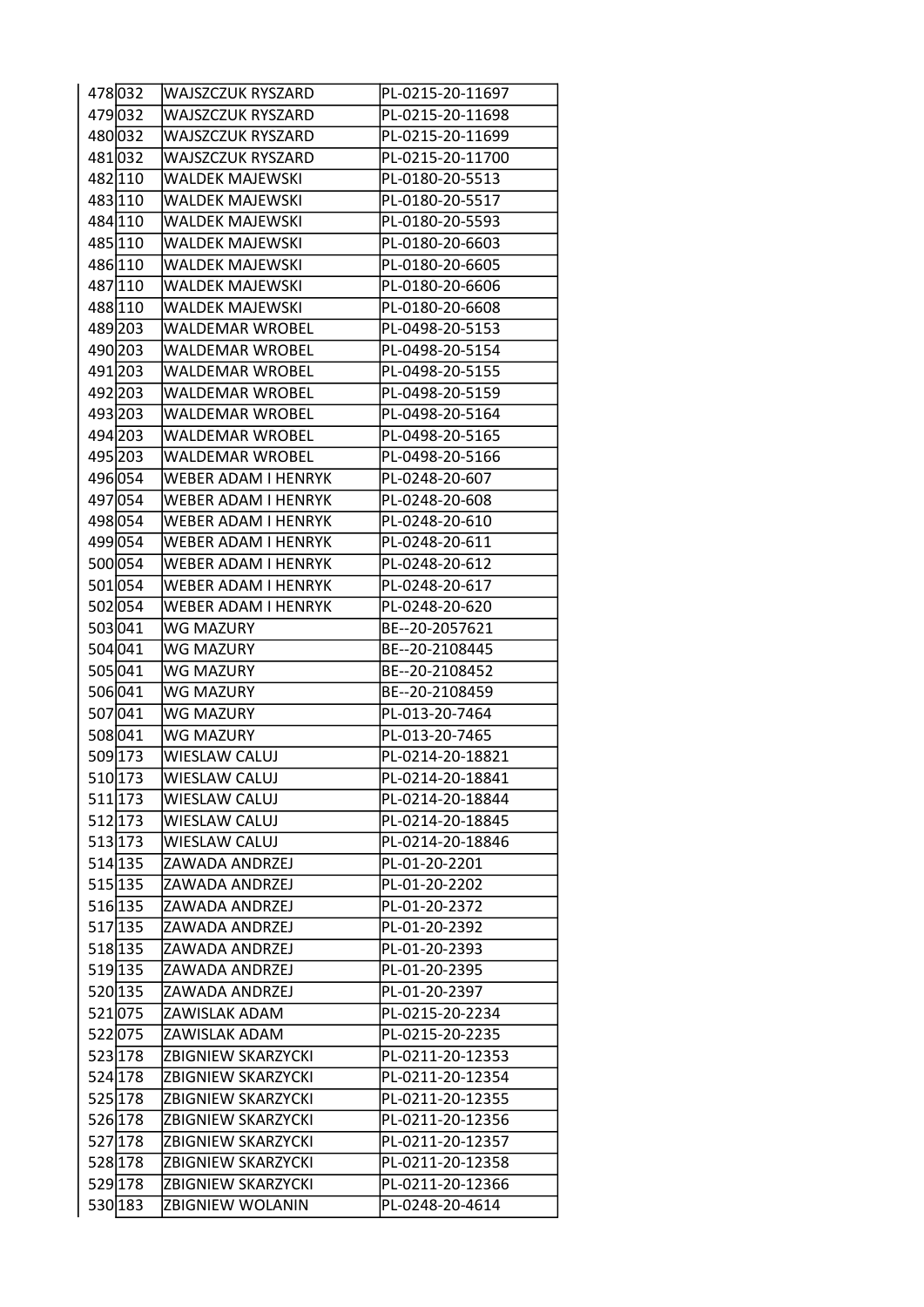| | | | |
|---|---|---|---|
| 478 | 032 | WAJSZCZUK RYSZARD | PL-0215-20-11697 |
| 479 | 032 | WAJSZCZUK RYSZARD | PL-0215-20-11698 |
| 480 | 032 | WAJSZCZUK RYSZARD | PL-0215-20-11699 |
| 481 | 032 | WAJSZCZUK RYSZARD | PL-0215-20-11700 |
| 482 | 110 | WALDEK MAJEWSKI | PL-0180-20-5513 |
| 483 | 110 | WALDEK MAJEWSKI | PL-0180-20-5517 |
| 484 | 110 | WALDEK MAJEWSKI | PL-0180-20-5593 |
| 485 | 110 | WALDEK MAJEWSKI | PL-0180-20-6603 |
| 486 | 110 | WALDEK MAJEWSKI | PL-0180-20-6605 |
| 487 | 110 | WALDEK MAJEWSKI | PL-0180-20-6606 |
| 488 | 110 | WALDEK MAJEWSKI | PL-0180-20-6608 |
| 489 | 203 | WALDEMAR WROBEL | PL-0498-20-5153 |
| 490 | 203 | WALDEMAR WROBEL | PL-0498-20-5154 |
| 491 | 203 | WALDEMAR WROBEL | PL-0498-20-5155 |
| 492 | 203 | WALDEMAR WROBEL | PL-0498-20-5159 |
| 493 | 203 | WALDEMAR WROBEL | PL-0498-20-5164 |
| 494 | 203 | WALDEMAR WROBEL | PL-0498-20-5165 |
| 495 | 203 | WALDEMAR WROBEL | PL-0498-20-5166 |
| 496 | 054 | WEBER ADAM I HENRYK | PL-0248-20-607 |
| 497 | 054 | WEBER ADAM I HENRYK | PL-0248-20-608 |
| 498 | 054 | WEBER ADAM I HENRYK | PL-0248-20-610 |
| 499 | 054 | WEBER ADAM I HENRYK | PL-0248-20-611 |
| 500 | 054 | WEBER ADAM I HENRYK | PL-0248-20-612 |
| 501 | 054 | WEBER ADAM I HENRYK | PL-0248-20-617 |
| 502 | 054 | WEBER ADAM I HENRYK | PL-0248-20-620 |
| 503 | 041 | WG MAZURY | BE--20-2057621 |
| 504 | 041 | WG MAZURY | BE--20-2108445 |
| 505 | 041 | WG MAZURY | BE--20-2108452 |
| 506 | 041 | WG MAZURY | BE--20-2108459 |
| 507 | 041 | WG MAZURY | PL-013-20-7464 |
| 508 | 041 | WG MAZURY | PL-013-20-7465 |
| 509 | 173 | WIESLAW CALUJ | PL-0214-20-18821 |
| 510 | 173 | WIESLAW CALUJ | PL-0214-20-18841 |
| 511 | 173 | WIESLAW CALUJ | PL-0214-20-18844 |
| 512 | 173 | WIESLAW CALUJ | PL-0214-20-18845 |
| 513 | 173 | WIESLAW CALUJ | PL-0214-20-18846 |
| 514 | 135 | ZAWADA ANDRZEJ | PL-01-20-2201 |
| 515 | 135 | ZAWADA ANDRZEJ | PL-01-20-2202 |
| 516 | 135 | ZAWADA ANDRZEJ | PL-01-20-2372 |
| 517 | 135 | ZAWADA ANDRZEJ | PL-01-20-2392 |
| 518 | 135 | ZAWADA ANDRZEJ | PL-01-20-2393 |
| 519 | 135 | ZAWADA ANDRZEJ | PL-01-20-2395 |
| 520 | 135 | ZAWADA ANDRZEJ | PL-01-20-2397 |
| 521 | 075 | ZAWISLAK ADAM | PL-0215-20-2234 |
| 522 | 075 | ZAWISLAK ADAM | PL-0215-20-2235 |
| 523 | 178 | ZBIGNIEW SKARZYCKI | PL-0211-20-12353 |
| 524 | 178 | ZBIGNIEW SKARZYCKI | PL-0211-20-12354 |
| 525 | 178 | ZBIGNIEW SKARZYCKI | PL-0211-20-12355 |
| 526 | 178 | ZBIGNIEW SKARZYCKI | PL-0211-20-12356 |
| 527 | 178 | ZBIGNIEW SKARZYCKI | PL-0211-20-12357 |
| 528 | 178 | ZBIGNIEW SKARZYCKI | PL-0211-20-12358 |
| 529 | 178 | ZBIGNIEW SKARZYCKI | PL-0211-20-12366 |
| 530 | 183 | ZBIGNIEW WOLANIN | PL-0248-20-4614 |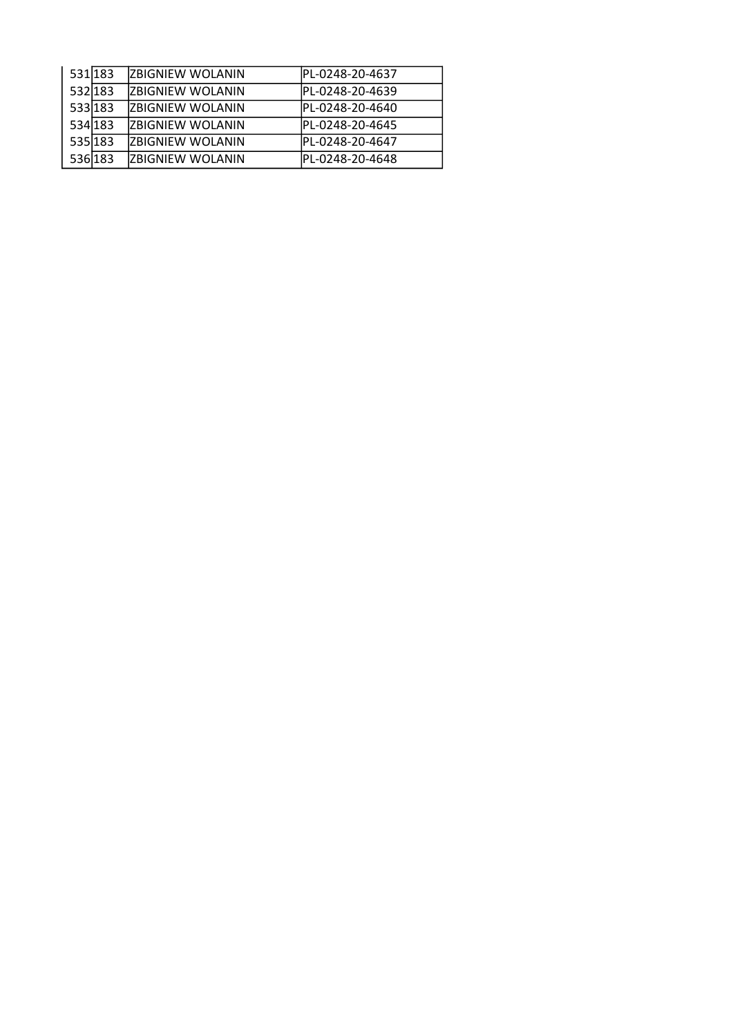| | | | |
|---|---|---|---|
| 531 | 183 | ZBIGNIEW WOLANIN | PL-0248-20-4637 |
| 532 | 183 | ZBIGNIEW WOLANIN | PL-0248-20-4639 |
| 533 | 183 | ZBIGNIEW WOLANIN | PL-0248-20-4640 |
| 534 | 183 | ZBIGNIEW WOLANIN | PL-0248-20-4645 |
| 535 | 183 | ZBIGNIEW WOLANIN | PL-0248-20-4647 |
| 536 | 183 | ZBIGNIEW WOLANIN | PL-0248-20-4648 |